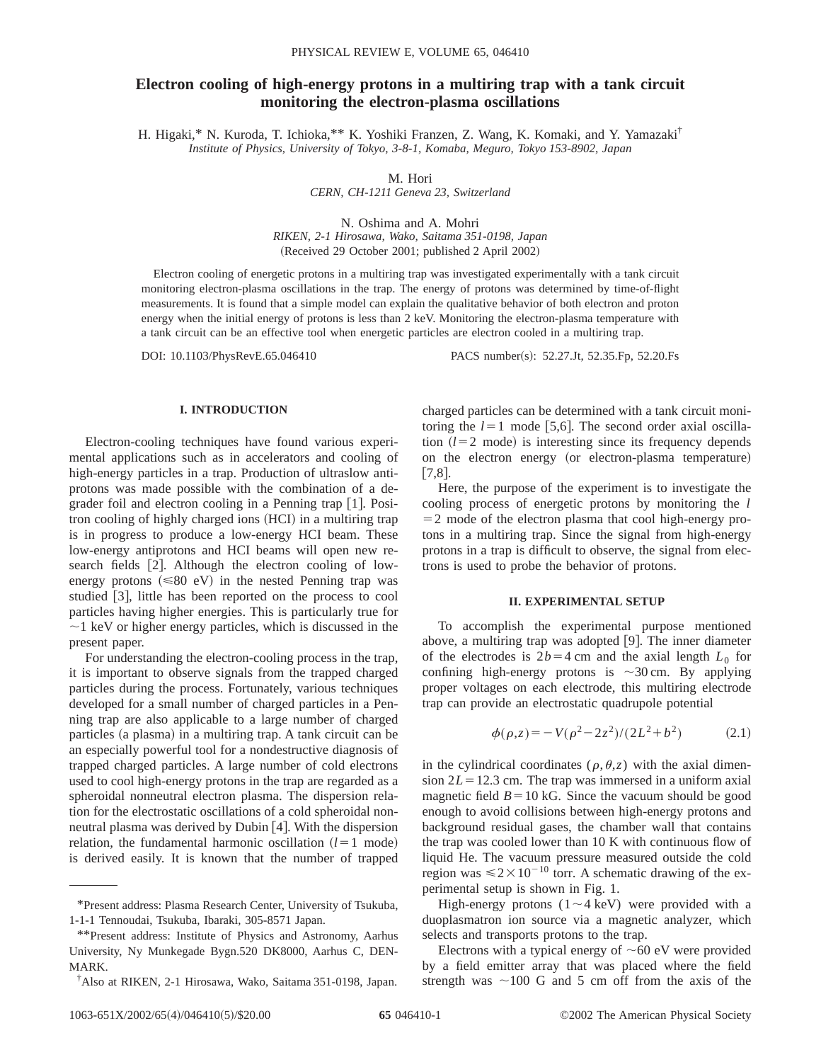# Electron cooling of high-energy protons in a multiring trap with a tank circuit monitoring the electron-plasma oscillations

H. Higaki,* N. Kuroda, T. Ichioka,** K. Yoshiki Franzen, Z. Wang, K. Komaki, and Y. Yamazaki†

*Institute of Physics, University of Tokyo, 3-8-1, Komaba, Meguro, Tokyo 153-8902, Japan*

M. Hori

*CERN, CH-1211 Geneva 23, Switzerland*

N. Oshima and A. Mohri

*RIKEN, 2-1 Hirosawa, Wako, Saitama 351-0198, Japan*

(Received 29 October 2001; published 2 April 2002)

Electron cooling of energetic protons in a multiring trap was investigated experimentally with a tank circuit monitoring electron-plasma oscillations in the trap. The energy of protons was determined by time-of-flight measurements. It is found that a simple model can explain the qualitative behavior of both electron and proton energy when the initial energy of protons is less than 2 keV. Monitoring the electron-plasma temperature with a tank circuit can be an effective tool when energetic particles are electron cooled in a multiring trap.

DOI: 10.1103/PhysRevE.65.046410 PACS number(s): 52.27.Jt, 52.35.Fp, 52.20.Fs

## I. INTRODUCTION

Electron-cooling techniques have found various experimental applications such as in accelerators and cooling of high-energy particles in a trap. Production of ultraslow antiprotons was made possible with the combination of a degrader foil and electron cooling in a Penning trap [1]. Positron cooling of highly charged ions (HCI) in a multiring trap is in progress to produce a low-energy HCI beam. These low-energy antiprotons and HCI beams will open new research fields [2]. Although the electron cooling of low-energy protons ($\leqslant$80 eV) in the nested Penning trap was studied [3], little has been reported on the process to cool particles having higher energies. This is particularly true for $\sim$1 keV or higher energy particles, which is discussed in the present paper.

For understanding the electron-cooling process in the trap, it is important to observe signals from the trapped charged particles during the process. Fortunately, various techniques developed for a small number of charged particles in a Penning trap are also applicable to a large number of charged particles (a plasma) in a multiring trap. A tank circuit can be an especially powerful tool for a nondestructive diagnosis of trapped charged particles. A large number of cold electrons used to cool high-energy protons in the trap are regarded as a spheroidal nonneutral electron plasma. The dispersion relation for the electrostatic oscillations of a cold spheroidal nonneutral plasma was derived by Dubin [4]. With the dispersion relation, the fundamental harmonic oscillation ($l=1$ mode) is derived easily. It is known that the number of trapped charged particles can be determined with a tank circuit monitoring the $l=1$ mode [5,6]. The second order axial oscillation ($l=2$ mode) is interesting since its frequency depends on the electron energy (or electron-plasma temperature) [7,8].

Here, the purpose of the experiment is to investigate the cooling process of energetic protons by monitoring the $l=2$ mode of the electron plasma that cool high-energy protons in a multiring trap. Since the signal from high-energy protons in a trap is difficult to observe, the signal from electrons is used to probe the behavior of protons.

## II. EXPERIMENTAL SETUP

To accomplish the experimental purpose mentioned above, a multiring trap was adopted [9]. The inner diameter of the electrodes is $2b=4$ cm and the axial length $L_0$ for confining high-energy protons is $\sim$30 cm. By applying proper voltages on each electrode, this multiring electrode trap can provide an electrostatic quadrupole potential

$$\phi(\rho,z)=-V(\rho^2-2z^2)/(2L^2+b^2) \tag{2.1}$$

in the cylindrical coordinates $(\rho,\theta,z)$ with the axial dimension $2L=12.3$ cm. The trap was immersed in a uniform axial magnetic field $B=10$ kG. Since the vacuum should be good enough to avoid collisions between high-energy protons and background residual gases, the chamber wall that contains the trap was cooled lower than 10 K with continuous flow of liquid He. The vacuum pressure measured outside the cold region was $\leqslant 2\times10^{-10}$ torr. A schematic drawing of the experimental setup is shown in Fig. 1.

High-energy protons ($1\sim4$ keV) were provided with a duoplasmatron ion source via a magnetic analyzer, which selects and transports protons to the trap.

Electrons with a typical energy of $\sim$60 eV were provided by a field emitter array that was placed where the field strength was $\sim$100 G and 5 cm off from the axis of the

*Present address: Plasma Research Center, University of Tsukuba, 1-1-1 Tennoudai, Tsukuba, Ibaraki, 305-8571 Japan.

**Present address: Institute of Physics and Astronomy, Aarhus University, Ny Munkegade Bygn.520 DK8000, Aarhus C, DENMARK.

†Also at RIKEN, 2-1 Hirosawa, Wako, Saitama 351-0198, Japan.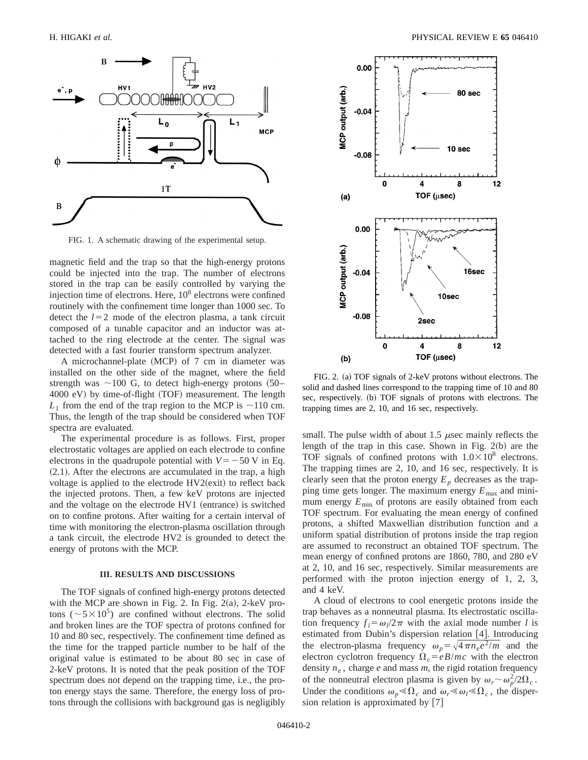FIG. 1. A schematic drawing of the experimental setup.

magnetic field and the trap so that the high-energy protons could be injected into the trap. The number of electrons stored in the trap can be easily controlled by varying the injection time of electrons. Here, $10^8$ electrons were confined routinely with the confinement time longer than 1000 sec. To detect the $l=2$ mode of the electron plasma, a tank circuit composed of a tunable capacitor and an inductor was attached to the ring electrode at the center. The signal was detected with a fast fourier transform spectrum analyzer.

A microchannel-plate (MCP) of 7 cm in diameter was installed on the other side of the magnet, where the field strength was ~100 G, to detect high-energy protons (50–4000 eV) by time-of-flight (TOF) measurement. The length $L_1$ from the end of the trap region to the MCP is ~110 cm. Thus, the length of the trap should be considered when TOF spectra are evaluated.

The experimental procedure is as follows. First, proper electrostatic voltages are applied on each electrode to confine electrons in the quadrupole potential with $V=-50$ V in Eq. (2.1). After the electrons are accumulated in the trap, a high voltage is applied to the electrode HV2(exit) to reflect back the injected protons. Then, a few keV protons are injected and the voltage on the electrode HV1 (entrance) is switched on to confine protons. After waiting for a certain interval of time with monitoring the electron-plasma oscillation through a tank circuit, the electrode HV2 is grounded to detect the energy of protons with the MCP.

### III. RESULTS AND DISCUSSIONS

The TOF signals of confined high-energy protons detected with the MCP are shown in Fig. 2. In Fig. 2(a), 2-keV protons ($\sim 5\times 10^5$) are confined without electrons. The solid and broken lines are the TOF spectra of protons confined for 10 and 80 sec, respectively. The confinement time defined as the time for the trapped particle number to be half of the original value is estimated to be about 80 sec in case of 2-keV protons. It is noted that the peak position of the TOF spectrum does not depend on the trapping time, i.e., the proton energy stays the same. Therefore, the energy loss of protons through the collisions with background gas is negligibly small. The pulse width of about 1.5 $\mu$sec mainly reflects the length of the trap in this case. Shown in Fig. 2(b) are the TOF signals of confined protons with $1.0\times 10^8$ electrons. The trapping times are 2, 10, and 16 sec, respectively. It is clearly seen that the proton energy $E_p$ decreases as the trapping time gets longer. The maximum energy $E_{\max}$ and minimum energy $E_{\min}$ of protons are easily obtained from each TOF spectrum. For evaluating the mean energy of confined protons, a shifted Maxwellian distribution function and a uniform spatial distribution of protons inside the trap region are assumed to reconstruct an obtained TOF spectrum. The mean energy of confined protons are 1860, 780, and 280 eV at 2, 10, and 16 sec, respectively. Similar measurements are performed with the proton injection energy of 1, 2, 3, and 4 keV.

FIG. 2. (a) TOF signals of 2-keV protons without electrons. The solid and dashed lines correspond to the trapping time of 10 and 80 sec, respectively. (b) TOF signals of protons with electrons. The trapping times are 2, 10, and 16 sec, respectively.

A cloud of electrons to cool energetic protons inside the trap behaves as a nonneutral plasma. Its electrostatic oscillation frequency $f_l=\omega_l/2\pi$ with the axial mode number $l$ is estimated from Dubin's dispersion relation [4]. Introducing the electron-plasma frequency $\omega_p=\sqrt{4\pi n_e e^2/m}$ and the electron cyclotron frequency $\Omega_c=eB/mc$ with the electron density $n_e$, charge $e$ and mass $m$, the rigid rotation frequency of the nonneutral electron plasma is given by $\omega_r\sim\omega_p^2/2\Omega_c$. Under the conditions $\omega_p\ll\Omega_c$ and $\omega_r\ll\omega_l\ll\Omega_c$, the dispersion relation is approximated by [7]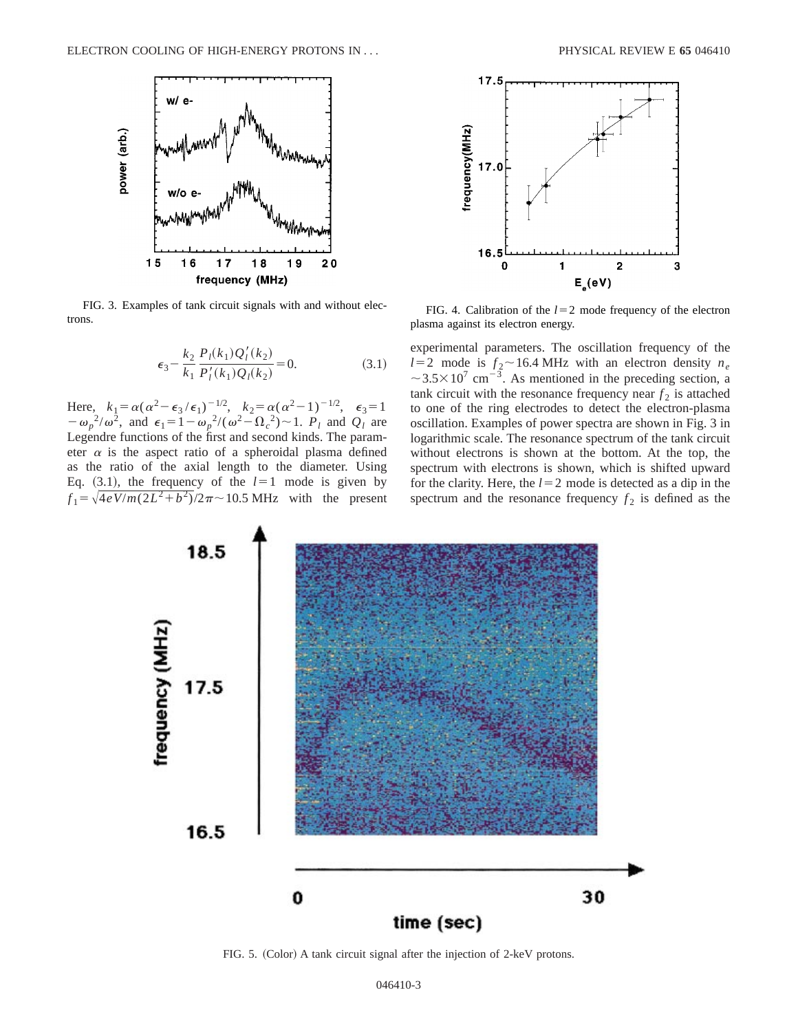FIG. 3. Examples of tank circuit signals with and without electrons.

FIG. 4. Calibration of the $l=2$ mode frequency of the electron plasma against its electron energy.

$$\epsilon_3 - \frac{k_2}{k_1}\frac{P_l(k_1)Q_l'(k_2)}{P_l'(k_1)Q_l(k_2)} = 0. \tag{3.1}$$

Here, $k_1 = \alpha(\alpha^2 - \epsilon_3/\epsilon_1)^{-1/2}$, $k_2 = \alpha(\alpha^2 - 1)^{-1/2}$, $\epsilon_3 = 1 - \omega_p{}^2/\omega^2$, and $\epsilon_1 = 1 - \omega_p{}^2/(\omega^2 - \Omega_c{}^2) \sim 1$. $P_l$ and $Q_l$ are Legendre functions of the first and second kinds. The parameter $\alpha$ is the aspect ratio of a spheroidal plasma defined as the ratio of the axial length to the diameter. Using Eq. (3.1), the frequency of the $l=1$ mode is given by $f_1 = \sqrt{4eV/m(2L^2+b^2)}/2\pi \sim 10.5$ MHz with the present experimental parameters. The oscillation frequency of the $l=2$ mode is $f_2 \sim 16.4$ MHz with an electron density $n_e \sim 3.5\times 10^7$ cm$^{-3}$. As mentioned in the preceding section, a tank circuit with the resonance frequency near $f_2$ is attached to one of the ring electrodes to detect the electron-plasma oscillation. Examples of power spectra are shown in Fig. 3 in logarithmic scale. The resonance spectrum of the tank circuit without electrons is shown at the bottom. At the top, the spectrum with electrons is shown, which is shifted upward for the clarity. Here, the $l=2$ mode is detected as a dip in the spectrum and the resonance frequency $f_2$ is defined as the

FIG. 5. (Color) A tank circuit signal after the injection of 2-keV protons.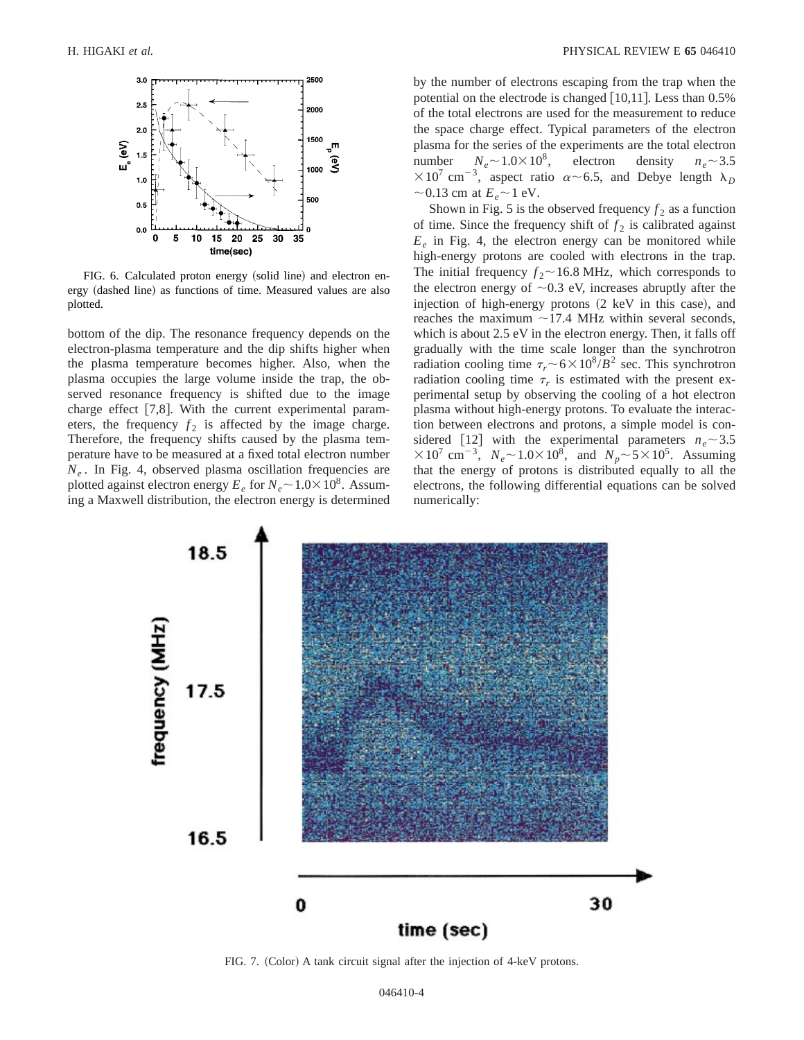FIG. 6. Calculated proton energy (solid line) and electron energy (dashed line) as functions of time. Measured values are also plotted.

bottom of the dip. The resonance frequency depends on the electron-plasma temperature and the dip shifts higher when the plasma temperature becomes higher. Also, when the plasma occupies the large volume inside the trap, the observed resonance frequency is shifted due to the image charge effect [7,8]. With the current experimental parameters, the frequency $f_2$ is affected by the image charge. Therefore, the frequency shifts caused by the plasma temperature have to be measured at a fixed total electron number $N_e$. In Fig. 4, observed plasma oscillation frequencies are plotted against electron energy $E_e$ for $N_e \sim 1.0\times 10^8$. Assuming a Maxwell distribution, the electron energy is determined by the number of electrons escaping from the trap when the potential on the electrode is changed [10,11]. Less than 0.5% of the total electrons are used for the measurement to reduce the space charge effect. Typical parameters of the electron plasma for the series of the experiments are the total electron number $N_e \sim 1.0\times 10^8$, electron density $n_e \sim 3.5 \times 10^7$ cm$^{-3}$, aspect ratio $\alpha \sim 6.5$, and Debye length $\lambda_D \sim 0.13$ cm at $E_e \sim 1$ eV.

Shown in Fig. 5 is the observed frequency $f_2$ as a function of time. Since the frequency shift of $f_2$ is calibrated against $E_e$ in Fig. 4, the electron energy can be monitored while high-energy protons are cooled with electrons in the trap. The initial frequency $f_2 \sim 16.8$ MHz, which corresponds to the electron energy of $\sim 0.3$ eV, increases abruptly after the injection of high-energy protons (2 keV in this case), and reaches the maximum $\sim 17.4$ MHz within several seconds, which is about 2.5 eV in the electron energy. Then, it falls off gradually with the time scale longer than the synchrotron radiation cooling time $\tau_r \sim 6\times 10^8/B^2$ sec. This synchrotron radiation cooling time $\tau_r$ is estimated with the present experimental setup by observing the cooling of a hot electron plasma without high-energy protons. To evaluate the interaction between electrons and protons, a simple model is considered [12] with the experimental parameters $n_e \sim 3.5 \times 10^7$ cm$^{-3}$, $N_e \sim 1.0\times 10^8$, and $N_p \sim 5\times 10^5$. Assuming that the energy of protons is distributed equally to all the electrons, the following differential equations can be solved numerically:

FIG. 7. (Color) A tank circuit signal after the injection of 4-keV protons.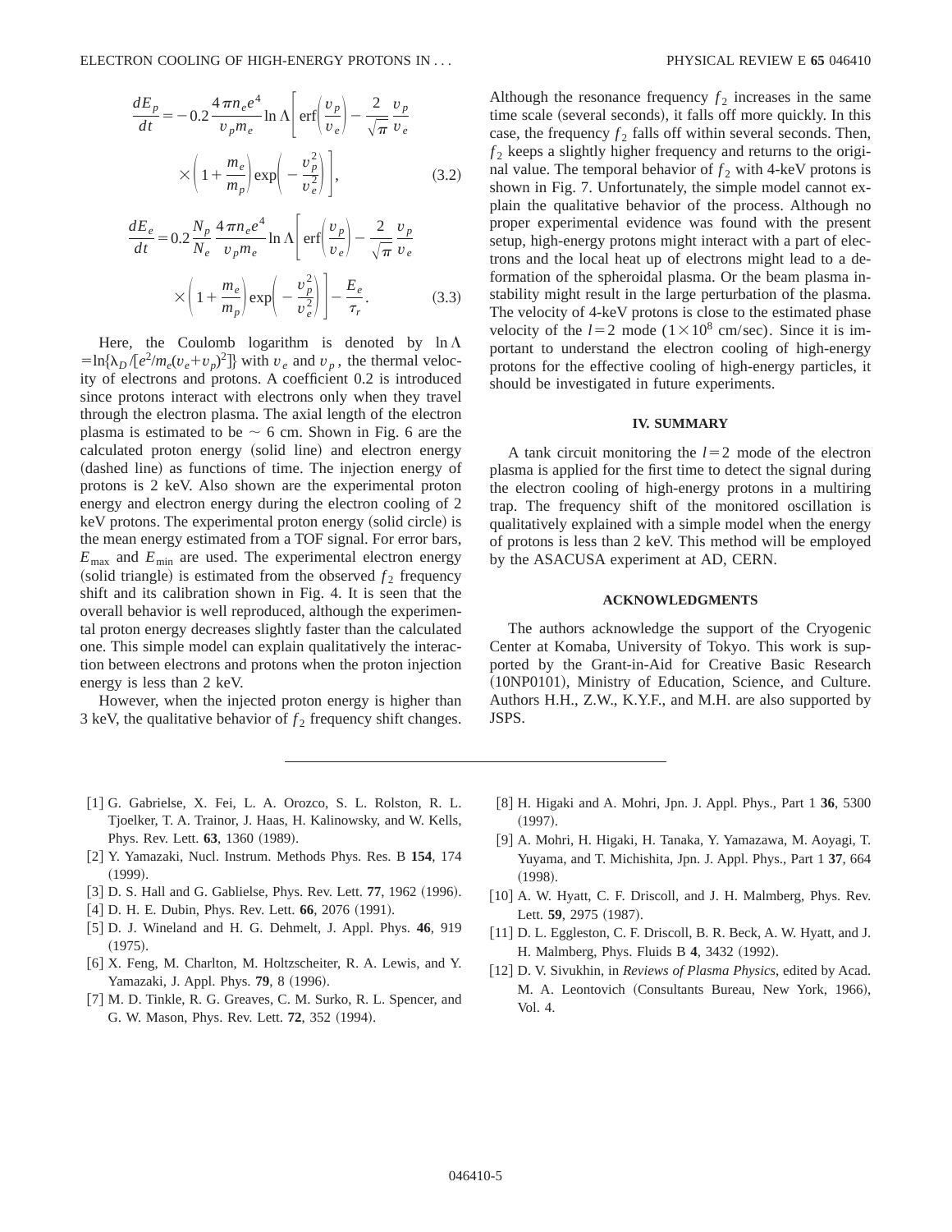$$\frac{dE_p}{dt} = -0.2\frac{4\pi n_e e^4}{v_p m_e}\ln\Lambda\left[\mathrm{erf}\left(\frac{v_p}{v_e}\right) - \frac{2}{\sqrt{\pi}}\frac{v_p}{v_e}\times\left(1+\frac{m_e}{m_p}\right)\exp\left(-\frac{v_p^2}{v_e^2}\right)\right], \tag{3.2}$$

$$\frac{dE_e}{dt} = 0.2\frac{N_p}{N_e}\frac{4\pi n_e e^4}{v_p m_e}\ln\Lambda\left[\mathrm{erf}\left(\frac{v_p}{v_e}\right) - \frac{2}{\sqrt{\pi}}\frac{v_p}{v_e}\times\left(1+\frac{m_e}{m_p}\right)\exp\left(-\frac{v_p^2}{v_e^2}\right)\right] - \frac{E_e}{\tau_r}. \tag{3.3}$$

Here, the Coulomb logarithm is denoted by $\ln\Lambda = \ln\{\lambda_D/[e^2/m_e(v_e+v_p)^2]\}$ with $v_e$ and $v_p$, the thermal velocity of electrons and protons. A coefficient 0.2 is introduced since protons interact with electrons only when they travel through the electron plasma. The axial length of the electron plasma is estimated to be $\sim$ 6 cm. Shown in Fig. 6 are the calculated proton energy (solid line) and electron energy (dashed line) as functions of time. The injection energy of protons is 2 keV. Also shown are the experimental proton energy and electron energy during the electron cooling of 2 keV protons. The experimental proton energy (solid circle) is the mean energy estimated from a TOF signal. For error bars, $E_{\max}$ and $E_{\min}$ are used. The experimental electron energy (solid triangle) is estimated from the observed $f_2$ frequency shift and its calibration shown in Fig. 4. It is seen that the overall behavior is well reproduced, although the experimental proton energy decreases slightly faster than the calculated one. This simple model can explain qualitatively the interaction between electrons and protons when the proton injection energy is less than 2 keV.

However, when the injected proton energy is higher than 3 keV, the qualitative behavior of $f_2$ frequency shift changes. Although the resonance frequency $f_2$ increases in the same time scale (several seconds), it falls off more quickly. In this case, the frequency $f_2$ falls off within several seconds. Then, $f_2$ keeps a slightly higher frequency and returns to the original value. The temporal behavior of $f_2$ with 4-keV protons is shown in Fig. 7. Unfortunately, the simple model cannot explain the qualitative behavior of the process. Although no proper experimental evidence was found with the present setup, high-energy protons might interact with a part of electrons and the local heat up of electrons might lead to a deformation of the spheroidal plasma. Or the beam plasma instability might result in the large perturbation of the plasma. The velocity of 4-keV protons is close to the estimated phase velocity of the $l=2$ mode ($1\times10^8$ cm/sec). Since it is important to understand the electron cooling of high-energy protons for the effective cooling of high-energy particles, it should be investigated in future experiments.

## IV. SUMMARY

A tank circuit monitoring the $l=2$ mode of the electron plasma is applied for the first time to detect the signal during the electron cooling of high-energy protons in a multiring trap. The frequency shift of the monitored oscillation is qualitatively explained with a simple model when the energy of protons is less than 2 keV. This method will be employed by the ASACUSA experiment at AD, CERN.

## ACKNOWLEDGMENTS

The authors acknowledge the support of the Cryogenic Center at Komaba, University of Tokyo. This work is supported by the Grant-in-Aid for Creative Basic Research (10NP0101), Ministry of Education, Science, and Culture. Authors H.H., Z.W., K.Y.F., and M.H. are also supported by JSPS.

---

[1] G. Gabrielse, X. Fei, L. A. Orozco, S. L. Rolston, R. L. Tjoelker, T. A. Trainor, J. Haas, H. Kalinowsky, and W. Kells, Phys. Rev. Lett. **63**, 1360 (1989).

[2] Y. Yamazaki, Nucl. Instrum. Methods Phys. Res. B **154**, 174 (1999).

[3] D. S. Hall and G. Gablielse, Phys. Rev. Lett. **77**, 1962 (1996).

[4] D. H. E. Dubin, Phys. Rev. Lett. **66**, 2076 (1991).

[5] D. J. Wineland and H. G. Dehmelt, J. Appl. Phys. **46**, 919 (1975).

[6] X. Feng, M. Charlton, M. Holtzscheiter, R. A. Lewis, and Y. Yamazaki, J. Appl. Phys. **79**, 8 (1996).

[7] M. D. Tinkle, R. G. Greaves, C. M. Surko, R. L. Spencer, and G. W. Mason, Phys. Rev. Lett. **72**, 352 (1994).

[8] H. Higaki and A. Mohri, Jpn. J. Appl. Phys., Part 1 **36**, 5300 (1997).

[9] A. Mohri, H. Higaki, H. Tanaka, Y. Yamazawa, M. Aoyagi, T. Yuyama, and T. Michishita, Jpn. J. Appl. Phys., Part 1 **37**, 664 (1998).

[10] A. W. Hyatt, C. F. Driscoll, and J. H. Malmberg, Phys. Rev. Lett. **59**, 2975 (1987).

[11] D. L. Eggleston, C. F. Driscoll, B. R. Beck, A. W. Hyatt, and J. H. Malmberg, Phys. Fluids B **4**, 3432 (1992).

[12] D. V. Sivukhin, in *Reviews of Plasma Physics*, edited by Acad. M. A. Leontovich (Consultants Bureau, New York, 1966), Vol. 4.